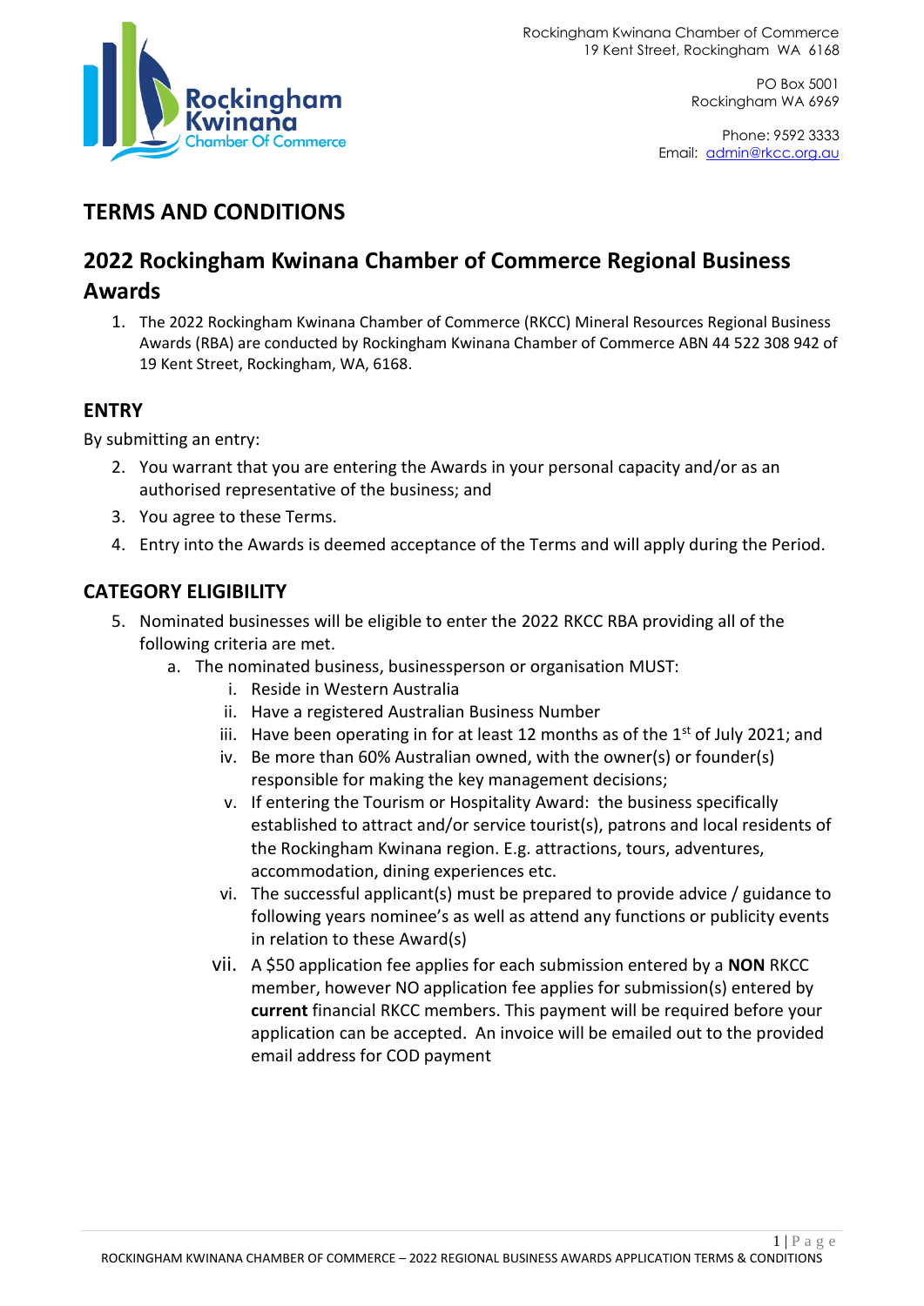Rockingham Kwinana Chamber of Commerce
19 Kent Street, Rockingham WA 6168

PO Box 5001
Rockingham WA 6969

Phone: 9592 3333
Email: admin@rkcc.org.au

# TERMS AND CONDITIONS

## 2022 Rockingham Kwinana Chamber of Commerce Regional Business Awards

1. The 2022 Rockingham Kwinana Chamber of Commerce (RKCC) Mineral Resources Regional Business Awards (RBA) are conducted by Rockingham Kwinana Chamber of Commerce ABN 44 522 308 942 of 19 Kent Street, Rockingham, WA, 6168.

### ENTRY

By submitting an entry:

2. You warrant that you are entering the Awards in your personal capacity and/or as an authorised representative of the business; and
3. You agree to these Terms.
4. Entry into the Awards is deemed acceptance of the Terms and will apply during the Period.

### CATEGORY ELIGIBILITY

5. Nominated businesses will be eligible to enter the 2022 RKCC RBA providing all of the following criteria are met.
   a. The nominated business, businessperson or organisation MUST:
      i. Reside in Western Australia
      ii. Have a registered Australian Business Number
      iii. Have been operating in for at least 12 months as of the 1st of July 2021; and
      iv. Be more than 60% Australian owned, with the owner(s) or founder(s) responsible for making the key management decisions;
      v. If entering the Tourism or Hospitality Award: the business specifically established to attract and/or service tourist(s), patrons and local residents of the Rockingham Kwinana region. E.g. attractions, tours, adventures, accommodation, dining experiences etc.
      vi. The successful applicant(s) must be prepared to provide advice / guidance to following years nominee's as well as attend any functions or publicity events in relation to these Award(s)
      vii. A $50 application fee applies for each submission entered by a **NON** RKCC member, however NO application fee applies for submission(s) entered by **current** financial RKCC members. This payment will be required before your application can be accepted. An invoice will be emailed out to the provided email address for COD payment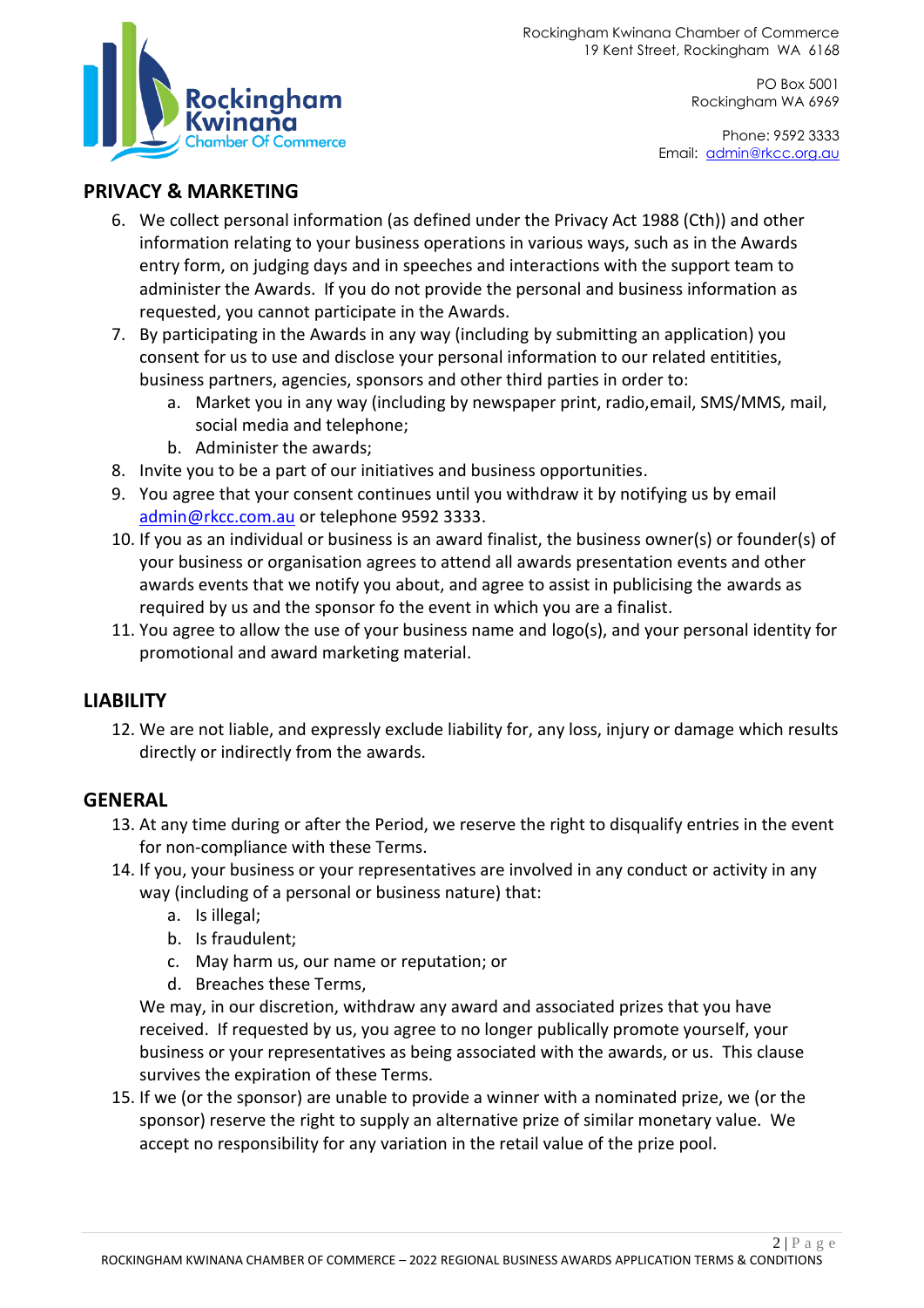Rockingham Kwinana Chamber of Commerce
19 Kent Street, Rockingham WA 6168

PO Box 5001
Rockingham WA 6969

Phone: 9592 3333
Email: admin@rkcc.org.au

## PRIVACY & MARKETING

6. We collect personal information (as defined under the Privacy Act 1988 (Cth)) and other information relating to your business operations in various ways, such as in the Awards entry form, on judging days and in speeches and interactions with the support team to administer the Awards. If you do not provide the personal and business information as requested, you cannot participate in the Awards.
7. By participating in the Awards in any way (including by submitting an application) you consent for us to use and disclose your personal information to our related entitities, business partners, agencies, sponsors and other third parties in order to:
   a. Market you in any way (including by newspaper print, radio,email, SMS/MMS, mail, social media and telephone;
   b. Administer the awards;
8. Invite you to be a part of our initiatives and business opportunities.
9. You agree that your consent continues until you withdraw it by notifying us by email admin@rkcc.com.au or telephone 9592 3333.
10. If you as an individual or business is an award finalist, the business owner(s) or founder(s) of your business or organisation agrees to attend all awards presentation events and other awards events that we notify you about, and agree to assist in publicising the awards as required by us and the sponsor fo the event in which you are a finalist.
11. You agree to allow the use of your business name and logo(s), and your personal identity for promotional and award marketing material.

## LIABILITY

12. We are not liable, and expressly exclude liability for, any loss, injury or damage which results directly or indirectly from the awards.

## GENERAL

13. At any time during or after the Period, we reserve the right to disqualify entries in the event for non-compliance with these Terms.
14. If you, your business or your representatives are involved in any conduct or activity in any way (including of a personal or business nature) that:
    a. Is illegal;
    b. Is fraudulent;
    c. May harm us, our name or reputation; or
    d. Breaches these Terms,

    We may, in our discretion, withdraw any award and associated prizes that you have received. If requested by us, you agree to no longer publically promote yourself, your business or your representatives as being associated with the awards, or us. This clause survives the expiration of these Terms.
15. If we (or the sponsor) are unable to provide a winner with a nominated prize, we (or the sponsor) reserve the right to supply an alternative prize of similar monetary value. We accept no responsibility for any variation in the retail value of the prize pool.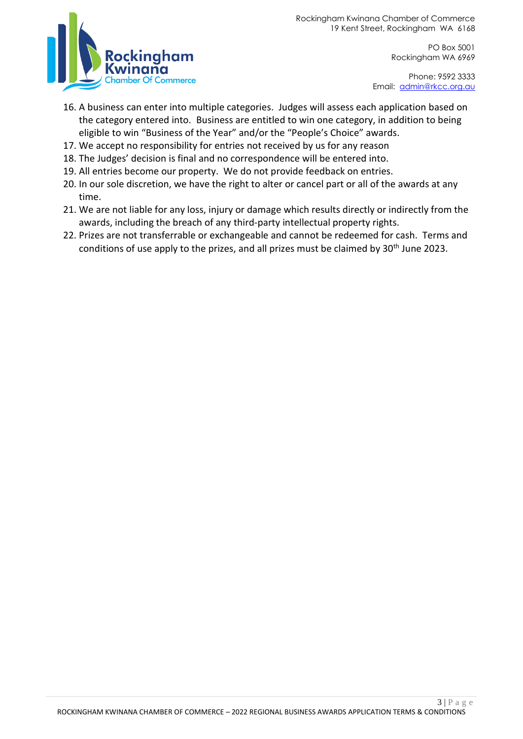16. A business can enter into multiple categories. Judges will assess each application based on the category entered into. Business are entitled to win one category, in addition to being eligible to win “Business of the Year” and/or the “People’s Choice” awards.
17. We accept no responsibility for entries not received by us for any reason
18. The Judges’ decision is final and no correspondence will be entered into.
19. All entries become our property. We do not provide feedback on entries.
20. In our sole discretion, we have the right to alter or cancel part or all of the awards at any time.
21. We are not liable for any loss, injury or damage which results directly or indirectly from the awards, including the breach of any third-party intellectual property rights.
22. Prizes are not transferrable or exchangeable and cannot be redeemed for cash. Terms and conditions of use apply to the prizes, and all prizes must be claimed by 30th June 2023.